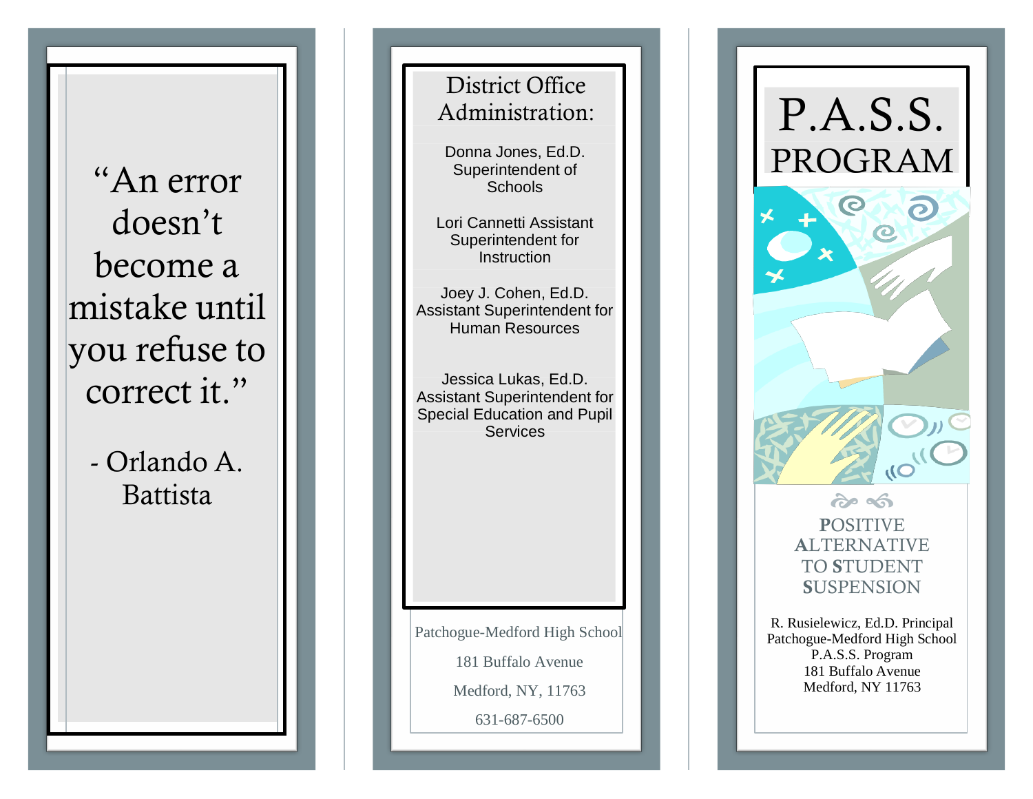"An error doesn't become a mistake until you refuse to correct it."

\- Orlando A. Battista

## District Office Administration:

Donna Jones, Ed.D.
Superintendent of Schools

Lori Cannetti Assistant Superintendent for Instruction

Joey J. Cohen, Ed.D.
Assistant Superintendent for Human Resources

Jessica Lukas, Ed.D.
Assistant Superintendent for Special Education and Pupil Services

Patchogue-Medford High School
181 Buffalo Avenue
Medford, NY, 11763
631-687-6500

# P.A.S.S. PROGRAM

**P**OSITIVE **A**LTERNATIVE TO **S**TUDENT **S**USPENSION

R. Rusielewicz, Ed.D. Principal
Patchogue-Medford High School
P.A.S.S. Program
181 Buffalo Avenue
Medford, NY 11763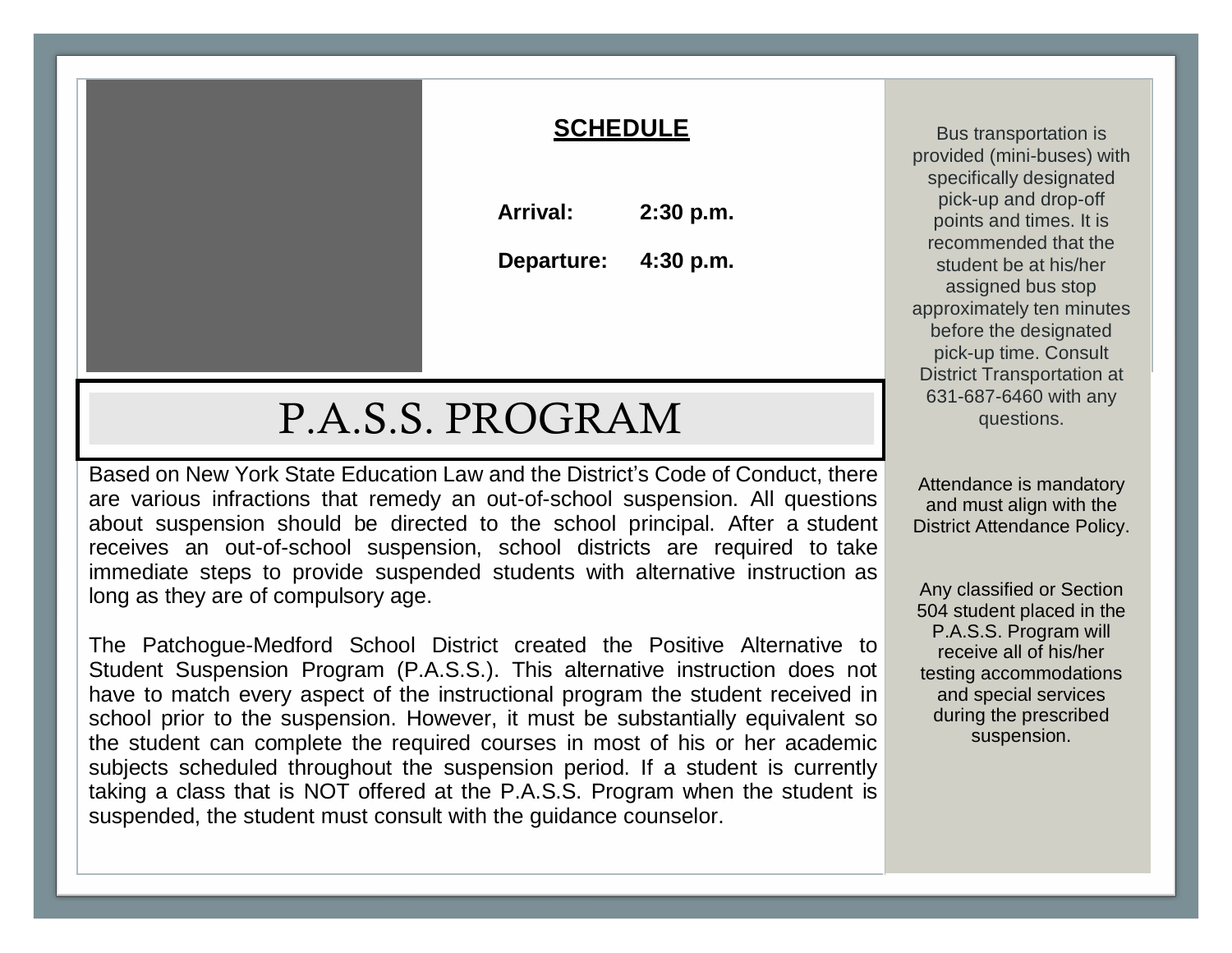## SCHEDULE

**Arrival:** **2:30 p.m.**

**Departure:** **4:30 p.m.**

# P.A.S.S. PROGRAM

Based on New York State Education Law and the District's Code of Conduct, there are various infractions that remedy an out-of-school suspension. All questions about suspension should be directed to the school principal. After a student receives an out-of-school suspension, school districts are required to take immediate steps to provide suspended students with alternative instruction as long as they are of compulsory age.

The Patchogue-Medford School District created the Positive Alternative to Student Suspension Program (P.A.S.S.). This alternative instruction does not have to match every aspect of the instructional program the student received in school prior to the suspension. However, it must be substantially equivalent so the student can complete the required courses in most of his or her academic subjects scheduled throughout the suspension period. If a student is currently taking a class that is NOT offered at the P.A.S.S. Program when the student is suspended, the student must consult with the guidance counselor.

Bus transportation is provided (mini-buses) with specifically designated pick-up and drop-off points and times. It is recommended that the student be at his/her assigned bus stop approximately ten minutes before the designated pick-up time. Consult District Transportation at 631-687-6460 with any questions.

Attendance is mandatory and must align with the District Attendance Policy.

Any classified or Section 504 student placed in the P.A.S.S. Program will receive all of his/her testing accommodations and special services during the prescribed suspension.